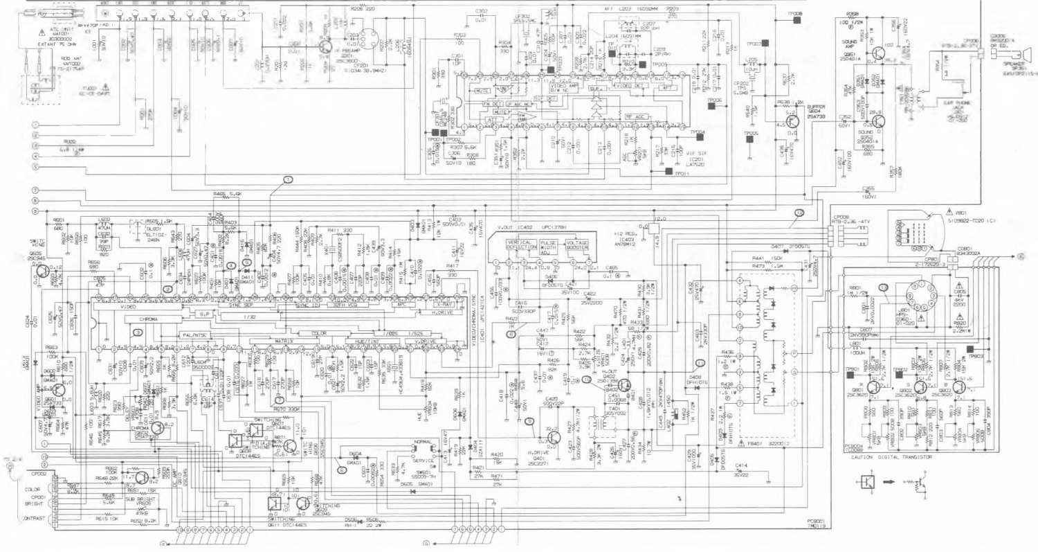CAUTION DIGITAL TRANSISTOR

PC8001
7M0119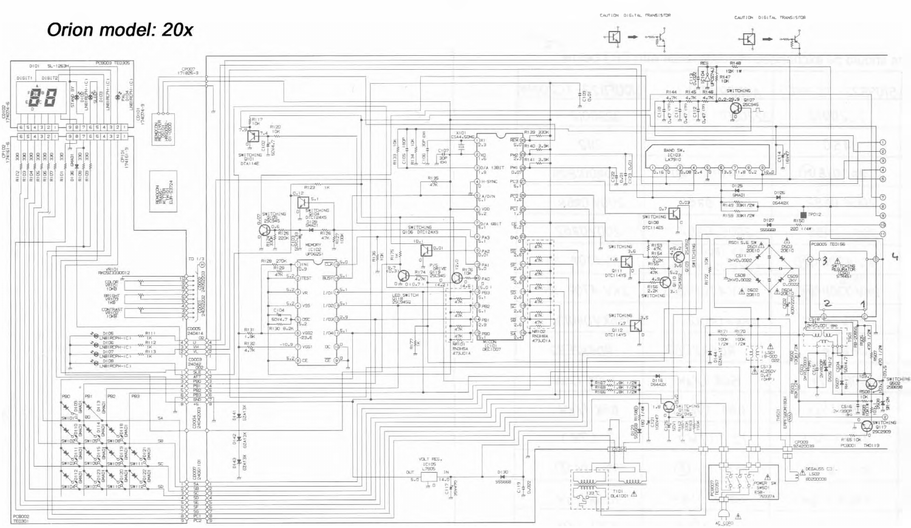# Orion model: 20x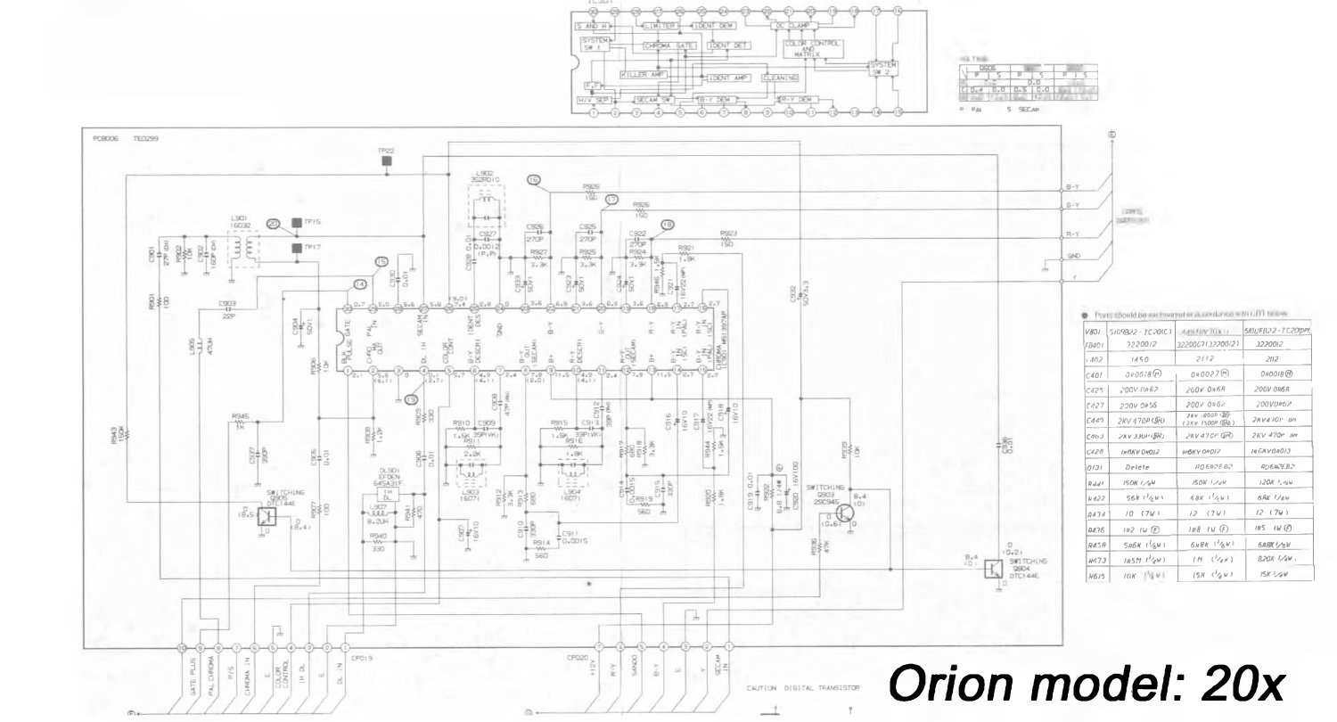PC8006 TE0299

S AND H, LIMITER, IDENT DEM, DC CLAMP, SYSTEM SW 1, CHROMA GATE, IDENT DET, COLOR CONTROL AND MATRIX, SYSTEM SW 2, KILLER AMP, IDENT AMP, CLEANING, F/F, H/V SEP, SECAM SW, B-Y DEM, R-Y DEM

B-Y
G-Y
R-Y
GND
Y

CP019: GATE PLUS, PAL CHROMA, P/S, CHROMA IN, E, COLOR CONTROL, 1H DL, E, DL IN

CP020: +12V, R-Y, SAND0, B-Y, E, Y, SECAM IN

SWITCHING Q801 DTC144E

SWITCHING Q802 2SC945

SWITCHING Q804 DTC144E

CAUTION DIGITAL TRANSISTOR

● Parts should be exchanged in accordance with LIST below

| V801 | 510RB22-TC20(C) | A457UV10(K) | 580UFB22-TC20(PF) |
|---|---|---|---|
| FB401 | 3220012 | 3220007(3220012) | 3220012 |
| L402 | 1450 | 2112 | 2112 |
| C401 | 0.0018 (R) | 0.0027 (R) | 0.0018 (R) |
| C425 | 200V 0.082 | 200V 0.068 | 200V 0.068 |
| C427 | 200V 0.056 | 200V 0.062 | 200V 0.062 |
| C447 | 2KV 470P (SR) | 2KV 1800P (SR) (3KV 1500P (SR)) | 2KV 470P (SR) |
| C463 | 2KV 330P (SR) | 2KV 470P (SR) | 2KV 470P (SR) |
| C428 | 1.6KV 0.012 | 1.6KV 0.012 | 1.6KV 0.013 |
| D131 | Delete | RD6.8ZEB2 | RD6.8ZEB2 |
| R441 | 150K 1/4W | 150K 1/4W | 120K 1/4W |
| R422 | 56K (1/4W) | 68K (1/4W) | 68K 1/4W |
| R434 | 10 (7W) | 12 (7W) | 12 (7W) |
| R436 | 1.2 1W (F) | 1.8 1W (F) | 1.5 1W (F) |
| R458 | 5.6K 1/4W | 6.8K 1/4W | 6.8K 1/4W |
| R473 | 1.5M (1/4W) | 1M (1/4W) | 820K 1/4W |
| R615 | 10K 1/4W | 15K (1/4W) | 15K 1/4W |

**Orion model: 20x**